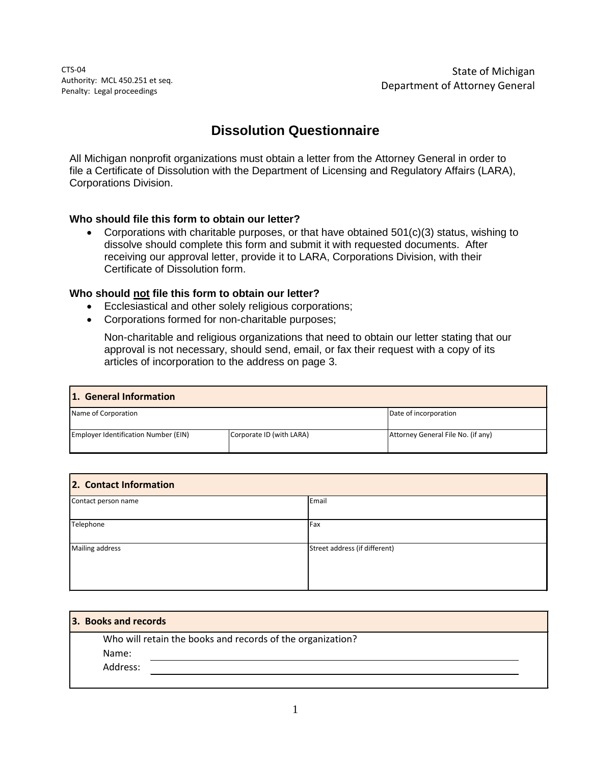CTS-04
Authority: MCL 450.251 et seq.
Penalty: Legal proceedings

State of Michigan
Department of Attorney General

# Dissolution Questionnaire

All Michigan nonprofit organizations must obtain a letter from the Attorney General in order to file a Certificate of Dissolution with the Department of Licensing and Regulatory Affairs (LARA), Corporations Division.

**Who should file this form to obtain our letter?**

- Corporations with charitable purposes, or that have obtained 501(c)(3) status, wishing to dissolve should complete this form and submit it with requested documents. After receiving our approval letter, provide it to LARA, Corporations Division, with their Certificate of Dissolution form.

**Who should <u>not</u> file this form to obtain our letter?**

- Ecclesiastical and other solely religious corporations;
- Corporations formed for non-charitable purposes;

  Non-charitable and religious organizations that need to obtain our letter stating that our approval is not necessary, should send, email, or fax their request with a copy of its articles of incorporation to the address on page 3.

| **1. General Information** | | |
|---|---|---|
| Name of Corporation | | Date of incorporation |
| Employer Identification Number (EIN) | Corporate ID (with LARA) | Attorney General File No. (if any) |

| **2. Contact Information** | |
|---|---|
| Contact person name | Email |
| Telephone | Fax |
| Mailing address | Street address (if different) |

| **3. Books and records** |
|---|
| Who will retain the books and records of the organization?<br>Name: \_\_\_\_\_\_\_\_\_\_\_\_\_\_\_\_\_\_\_\_<br>Address: \_\_\_\_\_\_\_\_\_\_\_\_\_\_\_\_\_\_\_\_ |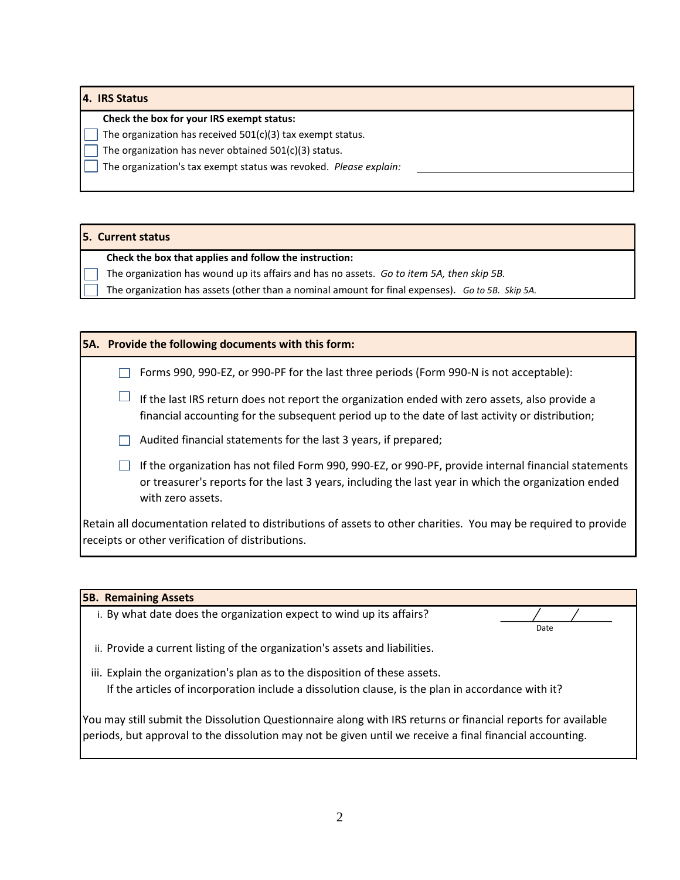## 4. IRS Status

**Check the box for your IRS exempt status:**

- ☐ The organization has received 501(c)(3) tax exempt status.
- ☐ The organization has never obtained 501(c)(3) status.
- ☐ The organization's tax exempt status was revoked. *Please explain:* ______________________

## 5. Current status

**Check the box that applies and follow the instruction:**

- ☐ The organization has wound up its affairs and has no assets. *Go to item 5A, then skip 5B.*
- ☐ The organization has assets (other than a nominal amount for final expenses). *Go to 5B. Skip 5A.*

## 5A. Provide the following documents with this form:

- ☐ Forms 990, 990-EZ, or 990-PF for the last three periods (Form 990-N is not acceptable):
- ☐ If the last IRS return does not report the organization ended with zero assets, also provide a financial accounting for the subsequent period up to the date of last activity or distribution;
- ☐ Audited financial statements for the last 3 years, if prepared;
- ☐ If the organization has not filed Form 990, 990-EZ, or 990-PF, provide internal financial statements or treasurer's reports for the last 3 years, including the last year in which the organization ended with zero assets.

Retain all documentation related to distributions of assets to other charities. You may be required to provide receipts or other verification of distributions.

## 5B. Remaining Assets

i. By what date does the organization expect to wind up its affairs? ______/______/______ Date

ii. Provide a current listing of the organization's assets and liabilities.

iii. Explain the organization's plan as to the disposition of these assets.
If the articles of incorporation include a dissolution clause, is the plan in accordance with it?

You may still submit the Dissolution Questionnaire along with IRS returns or financial reports for available periods, but approval to the dissolution may not be given until we receive a final financial accounting.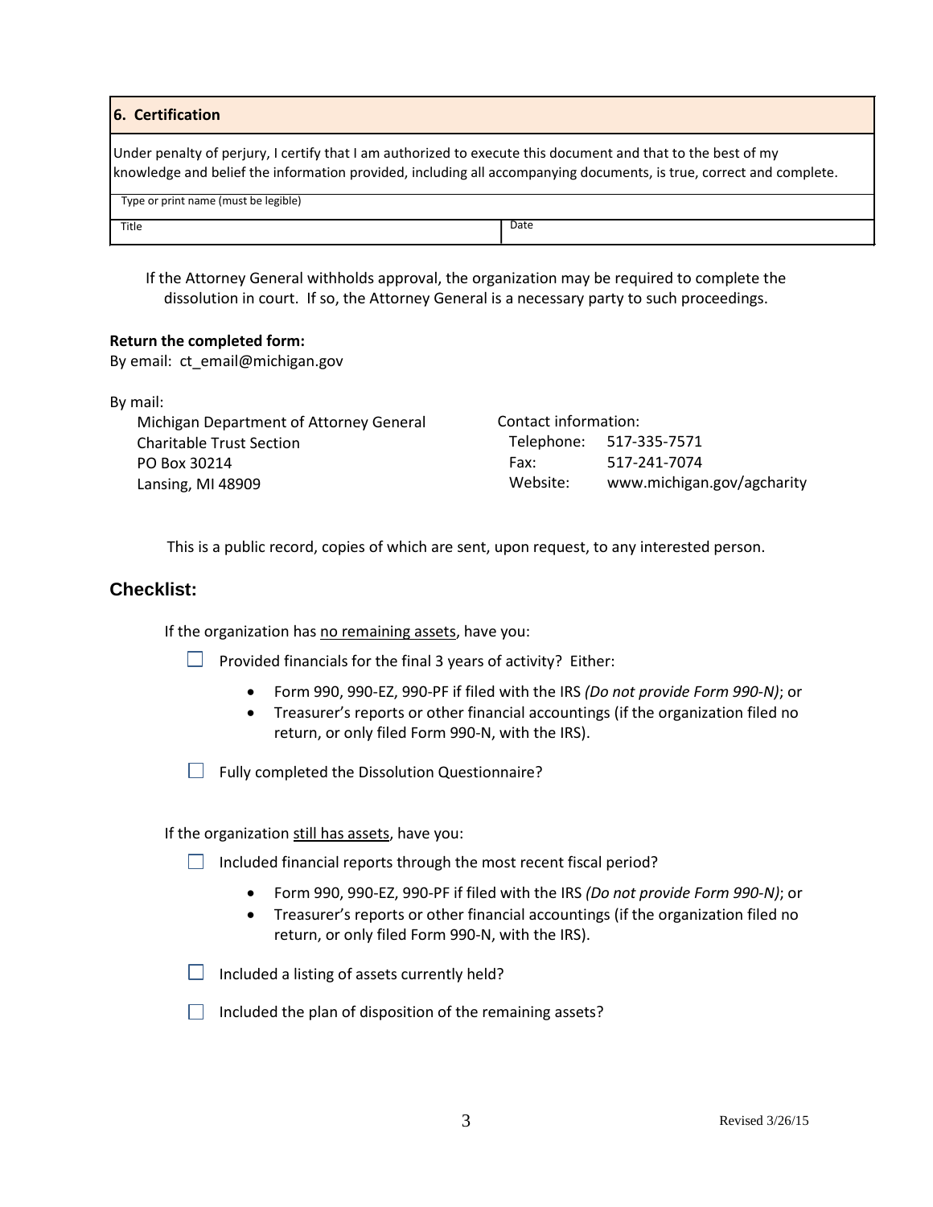## 6. Certification

Under penalty of perjury, I certify that I am authorized to execute this document and that to the best of my knowledge and belief the information provided, including all accompanying documents, is true, correct and complete.

| Type or print name (must be legible) | |
|---|---|
| Title | Date |

If the Attorney General withholds approval, the organization may be required to complete the dissolution in court. If so, the Attorney General is a necessary party to such proceedings.

**Return the completed form:**
By email: ct_email@michigan.gov

By mail:

Michigan Department of Attorney General
Charitable Trust Section
PO Box 30214
Lansing, MI 48909

Contact information:
Telephone: 517-335-7571
Fax: 517-241-7074
Website: www.michigan.gov/agcharity

This is a public record, copies of which are sent, upon request, to any interested person.

## Checklist:

If the organization has no remaining assets, have you:

- ☐ Provided financials for the final 3 years of activity? Either:
  - Form 990, 990-EZ, 990-PF if filed with the IRS *(Do not provide Form 990-N)*; or
  - Treasurer's reports or other financial accountings (if the organization filed no return, or only filed Form 990-N, with the IRS).
- ☐ Fully completed the Dissolution Questionnaire?

If the organization still has assets, have you:

- ☐ Included financial reports through the most recent fiscal period?
  - Form 990, 990-EZ, 990-PF if filed with the IRS *(Do not provide Form 990-N)*; or
  - Treasurer's reports or other financial accountings (if the organization filed no return, or only filed Form 990-N, with the IRS).
- ☐ Included a listing of assets currently held?
- ☐ Included the plan of disposition of the remaining assets?

Revised 3/26/15